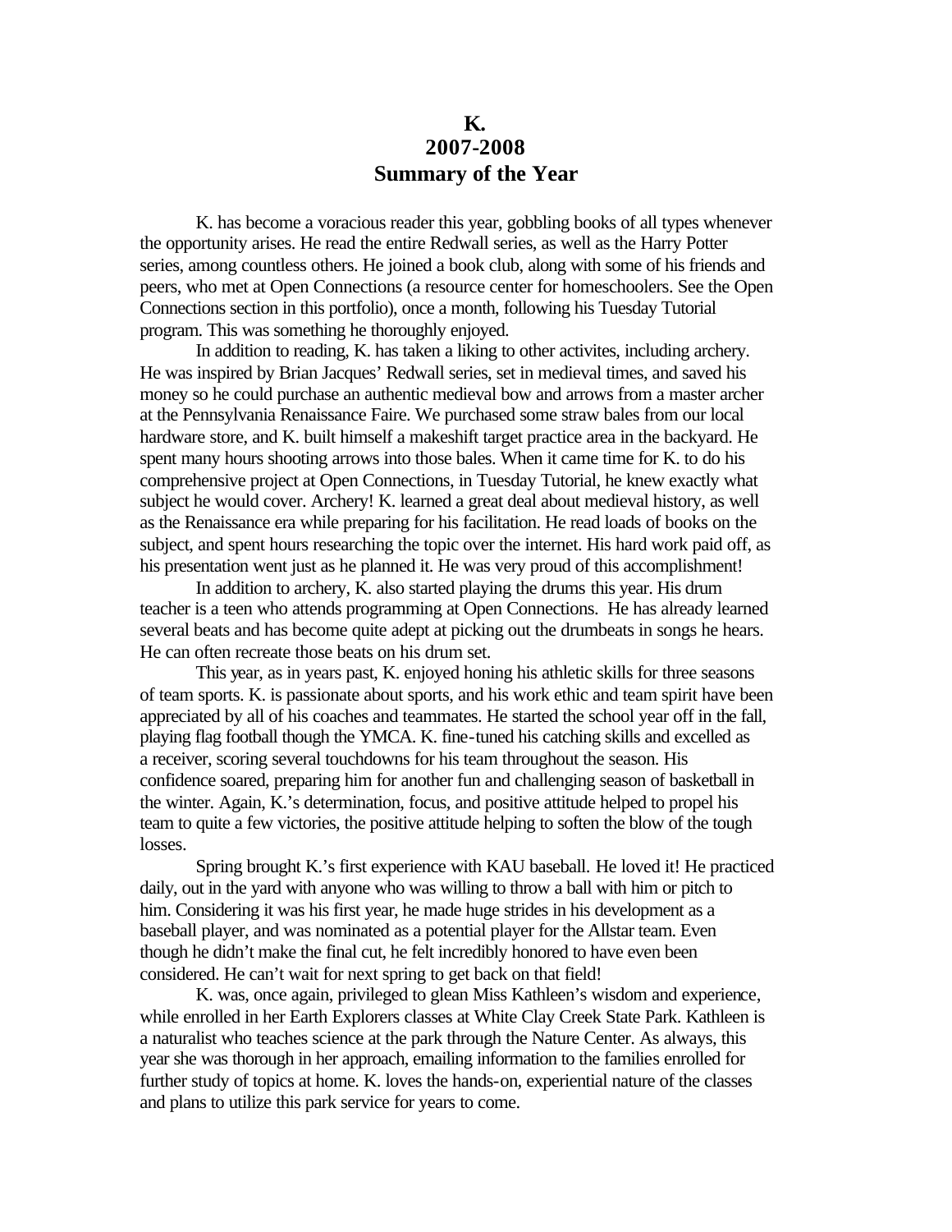# K.
# 2007-2008
# Summary of the Year

K. has become a voracious reader this year, gobbling books of all types whenever the opportunity arises. He read the entire Redwall series, as well as the Harry Potter series, among countless others. He joined a book club, along with some of his friends and peers, who met at Open Connections (a resource center for homeschoolers. See the Open Connections section in this portfolio), once a month, following his Tuesday Tutorial program. This was something he thoroughly enjoyed.

In addition to reading, K. has taken a liking to other activites, including archery. He was inspired by Brian Jacques' Redwall series, set in medieval times, and saved his money so he could purchase an authentic medieval bow and arrows from a master archer at the Pennsylvania Renaissance Faire. We purchased some straw bales from our local hardware store, and K. built himself a makeshift target practice area in the backyard. He spent many hours shooting arrows into those bales. When it came time for K. to do his comprehensive project at Open Connections, in Tuesday Tutorial, he knew exactly what subject he would cover. Archery! K. learned a great deal about medieval history, as well as the Renaissance era while preparing for his facilitation. He read loads of books on the subject, and spent hours researching the topic over the internet. His hard work paid off, as his presentation went just as he planned it. He was very proud of this accomplishment!

In addition to archery, K. also started playing the drums this year. His drum teacher is a teen who attends programming at Open Connections. He has already learned several beats and has become quite adept at picking out the drumbeats in songs he hears. He can often recreate those beats on his drum set.

This year, as in years past, K. enjoyed honing his athletic skills for three seasons of team sports. K. is passionate about sports, and his work ethic and team spirit have been appreciated by all of his coaches and teammates. He started the school year off in the fall, playing flag football though the YMCA. K. fine-tuned his catching skills and excelled as a receiver, scoring several touchdowns for his team throughout the season. His confidence soared, preparing him for another fun and challenging season of basketball in the winter. Again, K.'s determination, focus, and positive attitude helped to propel his team to quite a few victories, the positive attitude helping to soften the blow of the tough losses.

Spring brought K.'s first experience with KAU baseball. He loved it! He practiced daily, out in the yard with anyone who was willing to throw a ball with him or pitch to him. Considering it was his first year, he made huge strides in his development as a baseball player, and was nominated as a potential player for the Allstar team. Even though he didn't make the final cut, he felt incredibly honored to have even been considered. He can't wait for next spring to get back on that field!

K. was, once again, privileged to glean Miss Kathleen's wisdom and experience, while enrolled in her Earth Explorers classes at White Clay Creek State Park. Kathleen is a naturalist who teaches science at the park through the Nature Center. As always, this year she was thorough in her approach, emailing information to the families enrolled for further study of topics at home. K. loves the hands-on, experiential nature of the classes and plans to utilize this park service for years to come.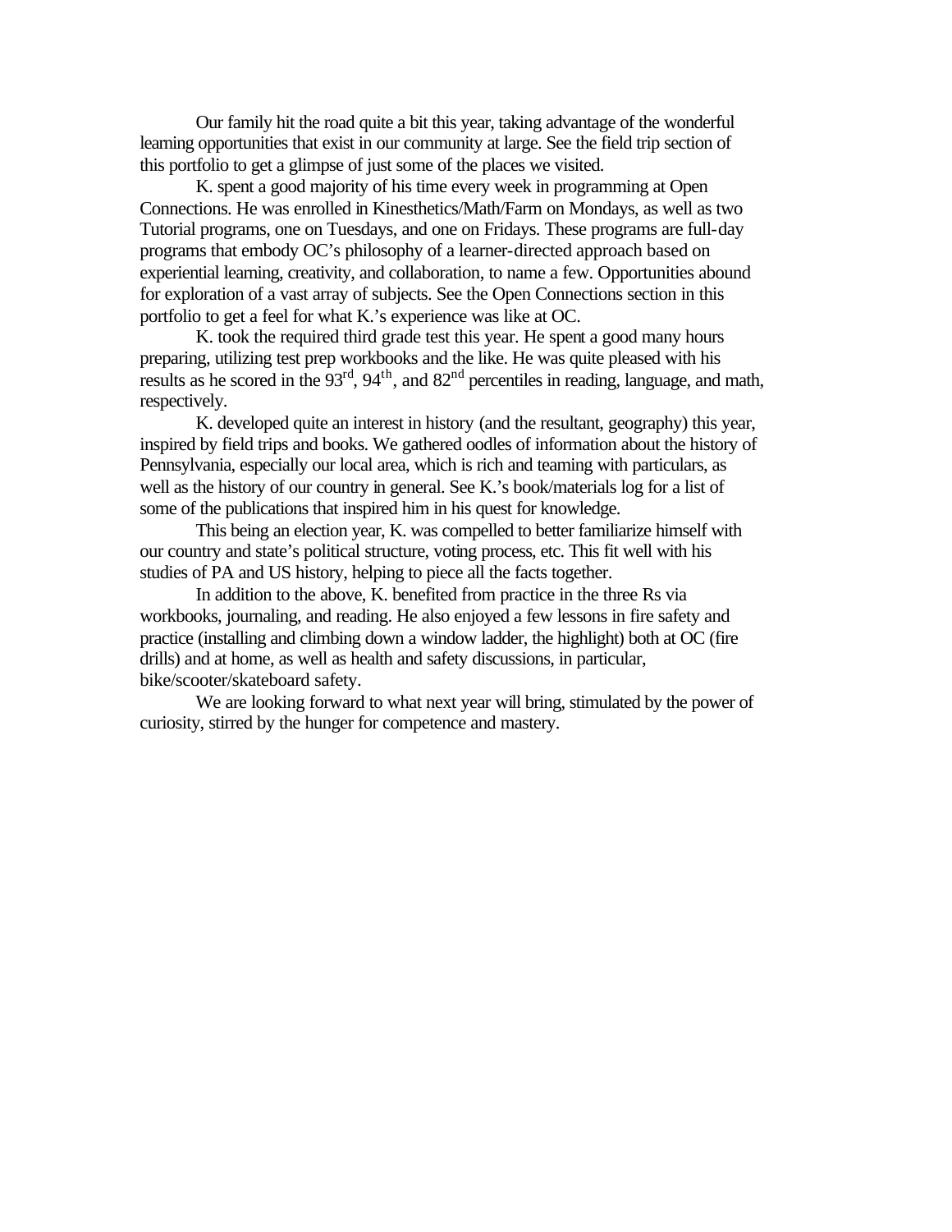Our family hit the road quite a bit this year, taking advantage of the wonderful learning opportunities that exist in our community at large. See the field trip section of this portfolio to get a glimpse of just some of the places we visited.

K. spent a good majority of his time every week in programming at Open Connections. He was enrolled in Kinesthetics/Math/Farm on Mondays, as well as two Tutorial programs, one on Tuesdays, and one on Fridays. These programs are full-day programs that embody OC's philosophy of a learner-directed approach based on experiential learning, creativity, and collaboration, to name a few. Opportunities abound for exploration of a vast array of subjects. See the Open Connections section in this portfolio to get a feel for what K.'s experience was like at OC.

K. took the required third grade test this year. He spent a good many hours preparing, utilizing test prep workbooks and the like. He was quite pleased with his results as he scored in the 93rd, 94th, and 82nd percentiles in reading, language, and math, respectively.

K. developed quite an interest in history (and the resultant, geography) this year, inspired by field trips and books. We gathered oodles of information about the history of Pennsylvania, especially our local area, which is rich and teaming with particulars, as well as the history of our country in general. See K.'s book/materials log for a list of some of the publications that inspired him in his quest for knowledge.

This being an election year, K. was compelled to better familiarize himself with our country and state's political structure, voting process, etc. This fit well with his studies of PA and US history, helping to piece all the facts together.

In addition to the above, K. benefited from practice in the three Rs via workbooks, journaling, and reading. He also enjoyed a few lessons in fire safety and practice (installing and climbing down a window ladder, the highlight) both at OC (fire drills) and at home, as well as health and safety discussions, in particular, bike/scooter/skateboard safety.

We are looking forward to what next year will bring, stimulated by the power of curiosity, stirred by the hunger for competence and mastery.